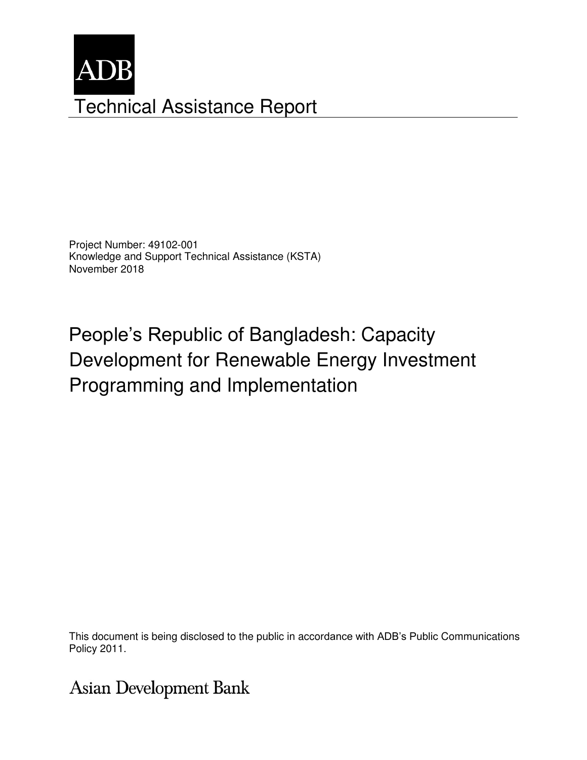ADB

# Technical Assistance Report

Project Number: 49102-001
Knowledge and Support Technical Assistance (KSTA)
November 2018

## People's Republic of Bangladesh: Capacity Development for Renewable Energy Investment Programming and Implementation

This document is being disclosed to the public in accordance with ADB's Public Communications Policy 2011.

Asian Development Bank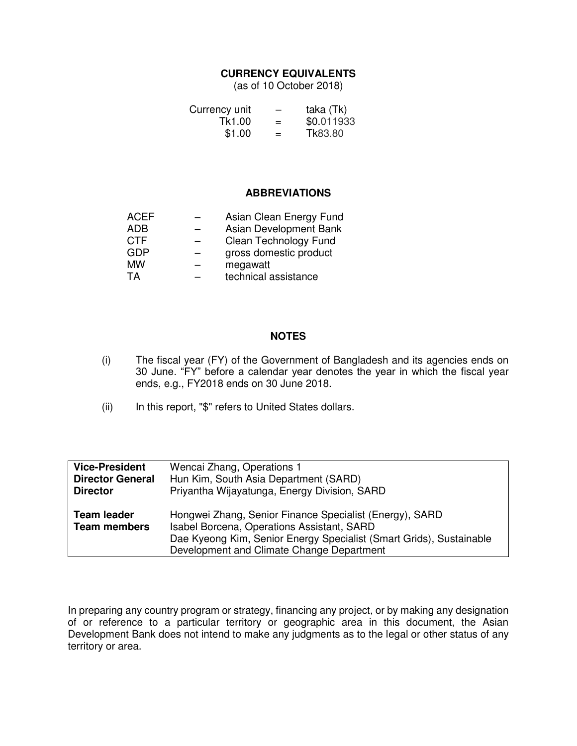## CURRENCY EQUIVALENTS

(as of 10 October 2018)

| | | |
|---|---|---|
| Currency unit | – | taka (Tk) |
| Tk1.00 | = | $0.011933 |
| $1.00 | = | Tk83.80 |

## ABBREVIATIONS

| | | |
|---|---|---|
| ACEF | – | Asian Clean Energy Fund |
| ADB | – | Asian Development Bank |
| CTF | – | Clean Technology Fund |
| GDP | – | gross domestic product |
| MW | – | megawatt |
| TA | – | technical assistance |

## NOTES

(i) The fiscal year (FY) of the Government of Bangladesh and its agencies ends on 30 June. "FY" before a calendar year denotes the year in which the fiscal year ends, e.g., FY2018 ends on 30 June 2018.

(ii) In this report, "$" refers to United States dollars.

| | |
|---|---|
| **Vice-President** | Wencai Zhang, Operations 1 |
| **Director General** | Hun Kim, South Asia Department (SARD) |
| **Director** | Priyantha Wijayatunga, Energy Division, SARD |
| **Team leader** | Hongwei Zhang, Senior Finance Specialist (Energy), SARD |
| **Team members** | Isabel Borcena, Operations Assistant, SARD<br>Dae Kyeong Kim, Senior Energy Specialist (Smart Grids), Sustainable Development and Climate Change Department |

In preparing any country program or strategy, financing any project, or by making any designation of or reference to a particular territory or geographic area in this document, the Asian Development Bank does not intend to make any judgments as to the legal or other status of any territory or area.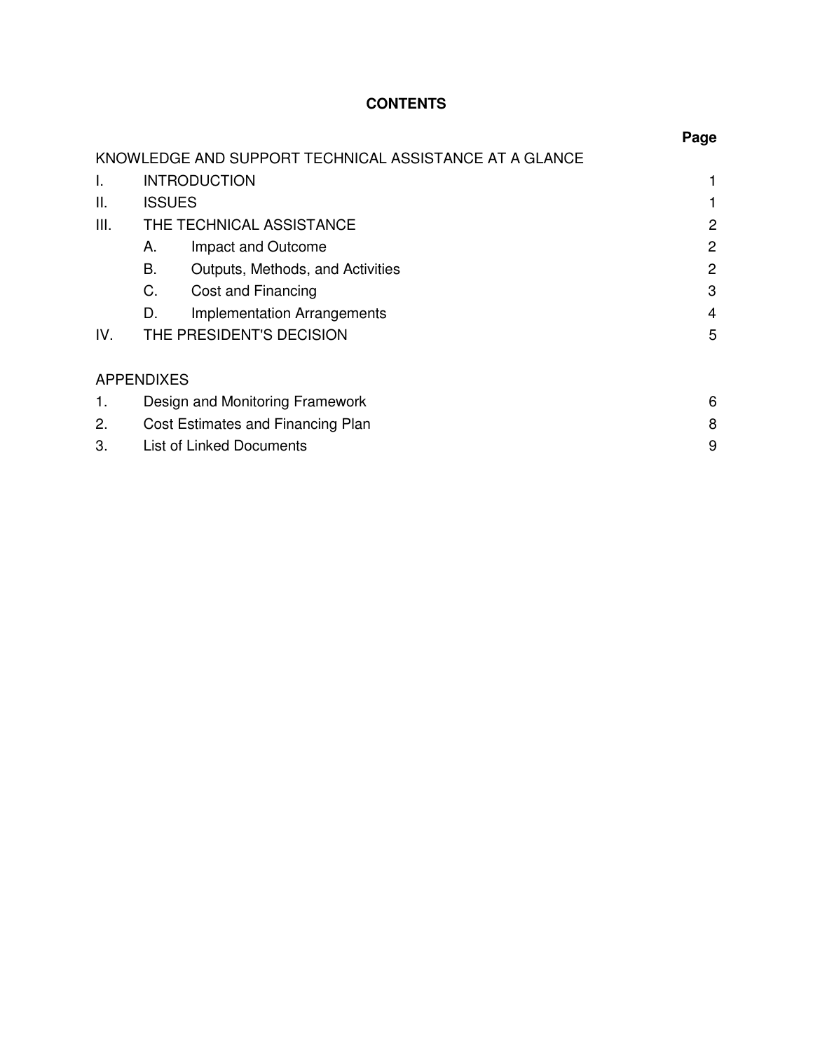# CONTENTS

| | | Page |
|---|---|---|
| KNOWLEDGE AND SUPPORT TECHNICAL ASSISTANCE AT A GLANCE | | |
| I. | INTRODUCTION | 1 |
| II. | ISSUES | 1 |
| III. | THE TECHNICAL ASSISTANCE | 2 |
| | A. Impact and Outcome | 2 |
| | B. Outputs, Methods, and Activities | 2 |
| | C. Cost and Financing | 3 |
| | D. Implementation Arrangements | 4 |
| IV. | THE PRESIDENT'S DECISION | 5 |

| APPENDIXES | | |
|---|---|---|
| 1. | Design and Monitoring Framework | 6 |
| 2. | Cost Estimates and Financing Plan | 8 |
| 3. | List of Linked Documents | 9 |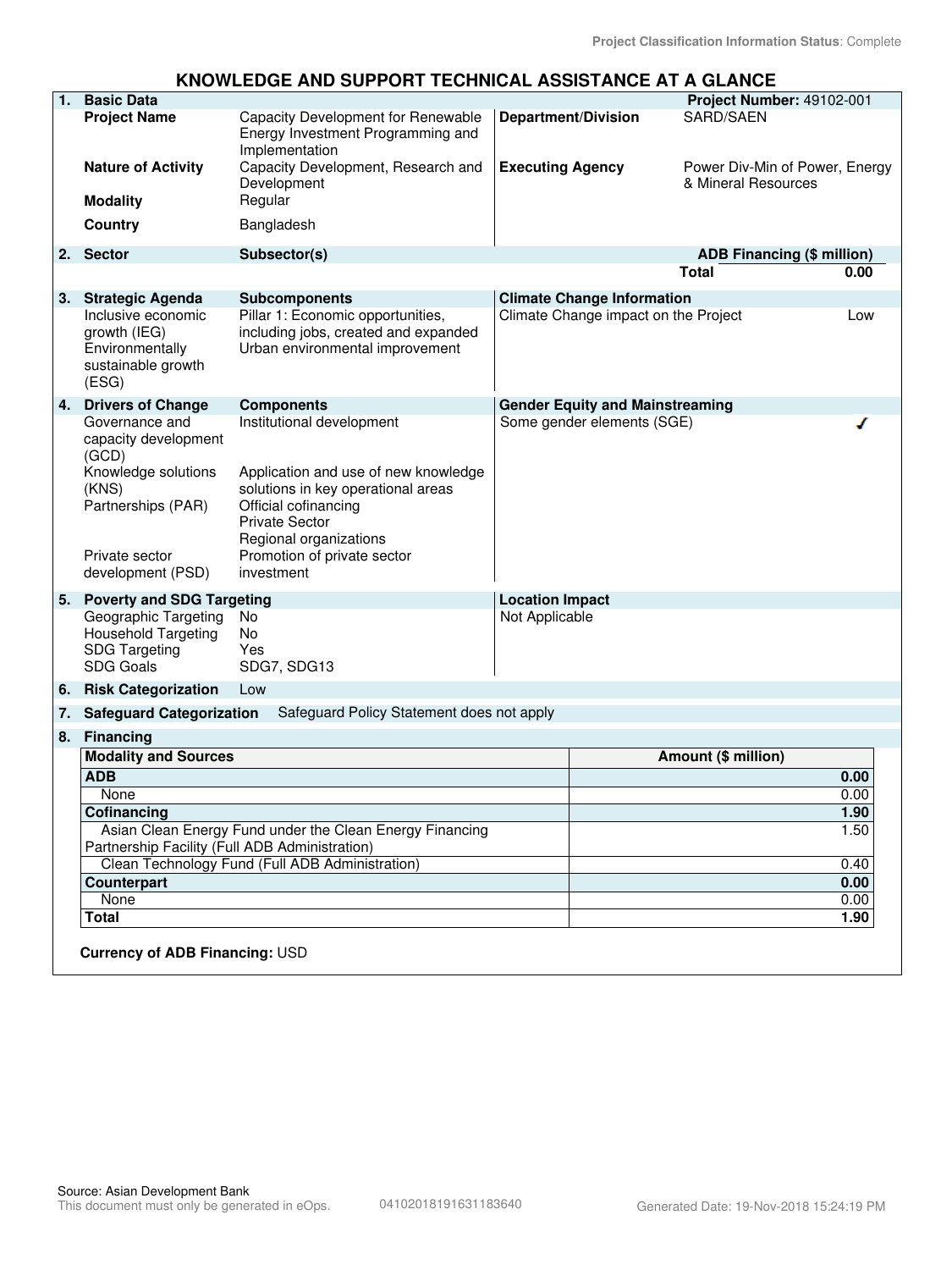Project Classification Information Status: Complete

# KNOWLEDGE AND SUPPORT TECHNICAL ASSISTANCE AT A GLANCE

**1. Basic Data** — **Project Number:** 49102-001

| | | | |
|---|---|---|---|
| **Project Name** | Capacity Development for Renewable Energy Investment Programming and Implementation | **Department/Division** | SARD/SAEN |
| **Nature of Activity** | Capacity Development, Research and Development | **Executing Agency** | Power Div-Min of Power, Energy & Mineral Resources |
| **Modality** | Regular | | |
| **Country** | Bangladesh | | |

**2. Sector**

| Sector | Subsector(s) | ADB Financing ($ million) |
|---|---|---|
| | **Total** | **0.00** |

**3. Strategic Agenda**

| Strategic Agenda | Subcomponents | Climate Change Information | |
|---|---|---|---|
| Inclusive economic growth (IEG) | Pillar 1: Economic opportunities, including jobs, created and expanded | Climate Change impact on the Project | Low |
| Environmentally sustainable growth (ESG) | Urban environmental improvement | | |

**4. Drivers of Change**

| Drivers of Change | Components | Gender Equity and Mainstreaming | |
|---|---|---|---|
| Governance and capacity development (GCD) | Institutional development | Some gender elements (SGE) | ✓ |
| Knowledge solutions (KNS) | Application and use of new knowledge solutions in key operational areas | | |
| Partnerships (PAR) | Official cofinancing<br>Private Sector<br>Regional organizations | | |
| Private sector development (PSD) | Promotion of private sector investment | | |

**5. Poverty and SDG Targeting**

| Poverty and SDG Targeting | | Location Impact |
|---|---|---|
| Geographic Targeting | No | Not Applicable |
| Household Targeting | No | |
| SDG Targeting | Yes | |
| SDG Goals | SDG7, SDG13 | |

**6. Risk Categorization** Low

**7. Safeguard Categorization** Safeguard Policy Statement does not apply

**8. Financing**

| Modality and Sources | Amount ($ million) |
|---|---|
| **ADB** | **0.00** |
| None | 0.00 |
| **Cofinancing** | **1.90** |
| Asian Clean Energy Fund under the Clean Energy Financing Partnership Facility (Full ADB Administration) | 1.50 |
| Clean Technology Fund (Full ADB Administration) | 0.40 |
| **Counterpart** | **0.00** |
| None | 0.00 |
| **Total** | **1.90** |

**Currency of ADB Financing:** USD

Source: Asian Development Bank
This document must only be generated in eOps. 04102018191631183640 Generated Date: 19-Nov-2018 15:24:19 PM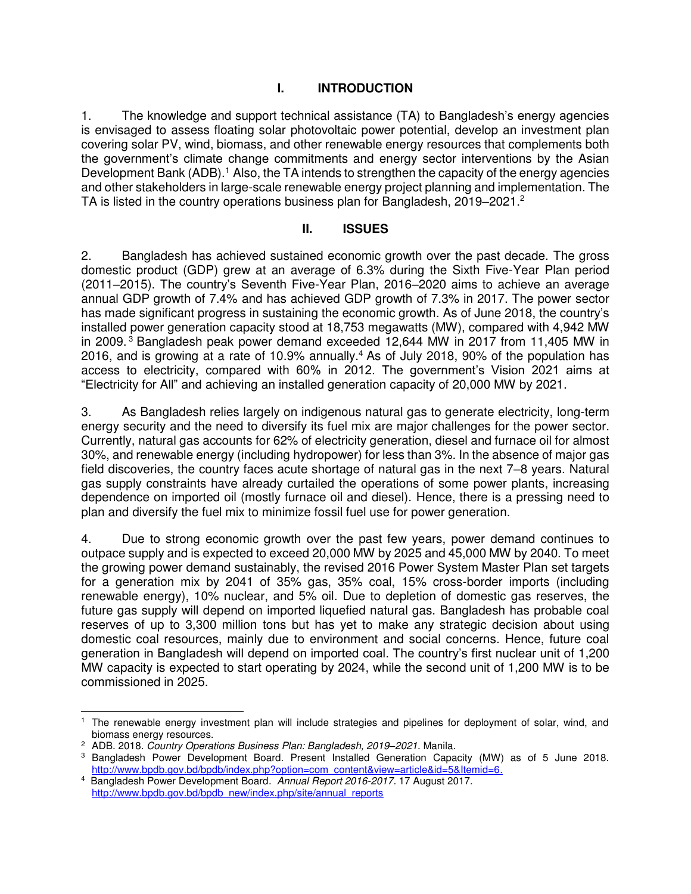# I. INTRODUCTION

1. The knowledge and support technical assistance (TA) to Bangladesh's energy agencies is envisaged to assess floating solar photovoltaic power potential, develop an investment plan covering solar PV, wind, biomass, and other renewable energy resources that complements both the government's climate change commitments and energy sector interventions by the Asian Development Bank (ADB).[1] Also, the TA intends to strengthen the capacity of the energy agencies and other stakeholders in large-scale renewable energy project planning and implementation. The TA is listed in the country operations business plan for Bangladesh, 2019–2021.[2]

# II. ISSUES

2. Bangladesh has achieved sustained economic growth over the past decade. The gross domestic product (GDP) grew at an average of 6.3% during the Sixth Five-Year Plan period (2011–2015). The country's Seventh Five-Year Plan, 2016–2020 aims to achieve an average annual GDP growth of 7.4% and has achieved GDP growth of 7.3% in 2017. The power sector has made significant progress in sustaining the economic growth. As of June 2018, the country's installed power generation capacity stood at 18,753 megawatts (MW), compared with 4,942 MW in 2009.[3] Bangladesh peak power demand exceeded 12,644 MW in 2017 from 11,405 MW in 2016, and is growing at a rate of 10.9% annually.[4] As of July 2018, 90% of the population has access to electricity, compared with 60% in 2012. The government's Vision 2021 aims at "Electricity for All" and achieving an installed generation capacity of 20,000 MW by 2021.

3. As Bangladesh relies largely on indigenous natural gas to generate electricity, long-term energy security and the need to diversify its fuel mix are major challenges for the power sector. Currently, natural gas accounts for 62% of electricity generation, diesel and furnace oil for almost 30%, and renewable energy (including hydropower) for less than 3%. In the absence of major gas field discoveries, the country faces acute shortage of natural gas in the next 7–8 years. Natural gas supply constraints have already curtailed the operations of some power plants, increasing dependence on imported oil (mostly furnace oil and diesel). Hence, there is a pressing need to plan and diversify the fuel mix to minimize fossil fuel use for power generation.

4. Due to strong economic growth over the past few years, power demand continues to outpace supply and is expected to exceed 20,000 MW by 2025 and 45,000 MW by 2040. To meet the growing power demand sustainably, the revised 2016 Power System Master Plan set targets for a generation mix by 2041 of 35% gas, 35% coal, 15% cross-border imports (including renewable energy), 10% nuclear, and 5% oil. Due to depletion of domestic gas reserves, the future gas supply will depend on imported liquefied natural gas. Bangladesh has probable coal reserves of up to 3,300 million tons but has yet to make any strategic decision about using domestic coal resources, mainly due to environment and social concerns. Hence, future coal generation in Bangladesh will depend on imported coal. The country's first nuclear unit of 1,200 MW capacity is expected to start operating by 2024, while the second unit of 1,200 MW is to be commissioned in 2025.

---

[1] The renewable energy investment plan will include strategies and pipelines for deployment of solar, wind, and biomass energy resources.

[2] ADB. 2018. *Country Operations Business Plan: Bangladesh, 2019–2021*. Manila.

[3] Bangladesh Power Development Board. Present Installed Generation Capacity (MW) as of 5 June 2018. http://www.bpdb.gov.bd/bpdb/index.php?option=com_content&view=article&id=5&Itemid=6.

[4] Bangladesh Power Development Board. *Annual Report 2016-2017*. 17 August 2017. http://www.bpdb.gov.bd/bpdb_new/index.php/site/annual_reports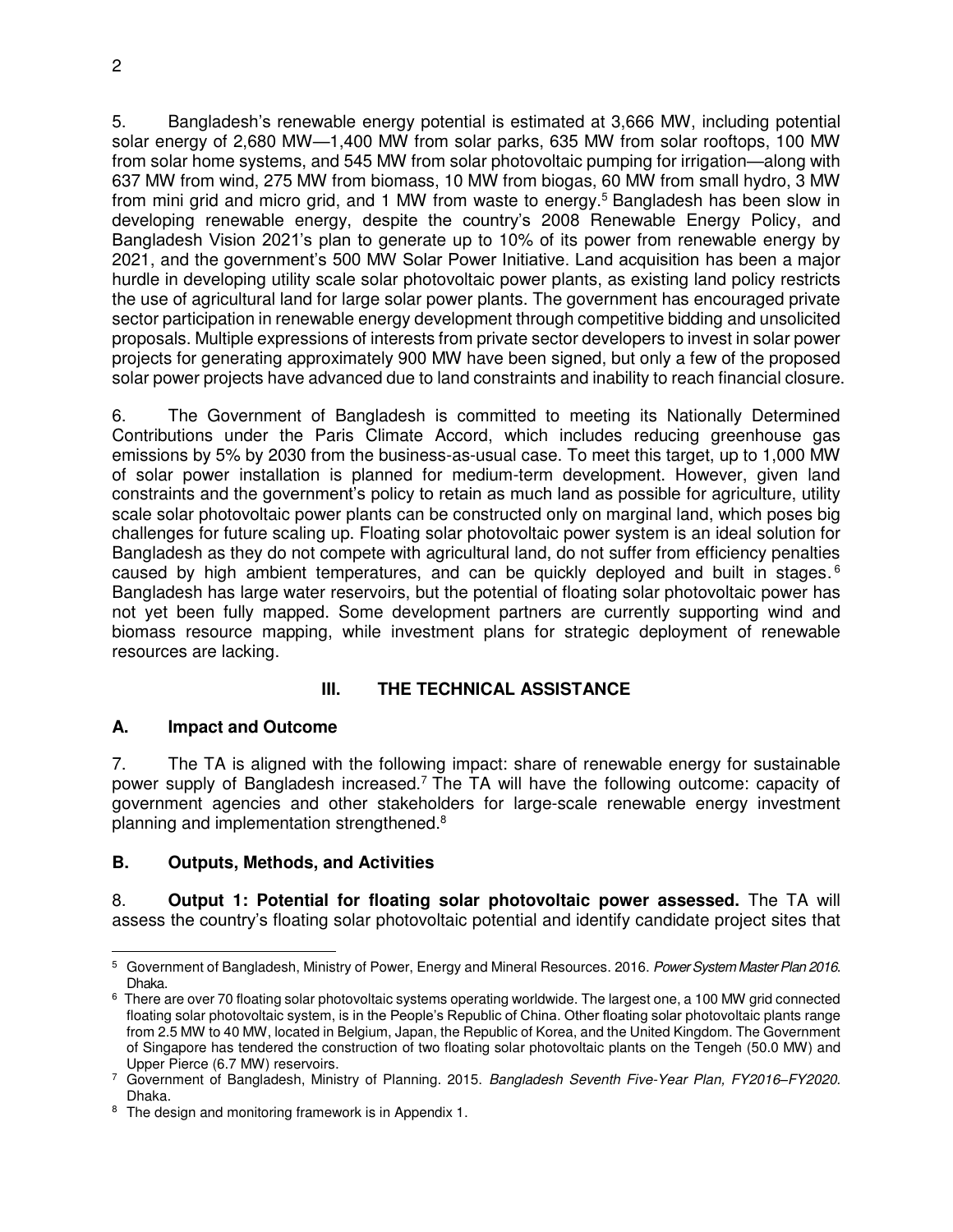5. Bangladesh's renewable energy potential is estimated at 3,666 MW, including potential solar energy of 2,680 MW—1,400 MW from solar parks, 635 MW from solar rooftops, 100 MW from solar home systems, and 545 MW from solar photovoltaic pumping for irrigation—along with 637 MW from wind, 275 MW from biomass, 10 MW from biogas, 60 MW from small hydro, 3 MW from mini grid and micro grid, and 1 MW from waste to energy.[5] Bangladesh has been slow in developing renewable energy, despite the country's 2008 Renewable Energy Policy, and Bangladesh Vision 2021's plan to generate up to 10% of its power from renewable energy by 2021, and the government's 500 MW Solar Power Initiative. Land acquisition has been a major hurdle in developing utility scale solar photovoltaic power plants, as existing land policy restricts the use of agricultural land for large solar power plants. The government has encouraged private sector participation in renewable energy development through competitive bidding and unsolicited proposals. Multiple expressions of interests from private sector developers to invest in solar power projects for generating approximately 900 MW have been signed, but only a few of the proposed solar power projects have advanced due to land constraints and inability to reach financial closure.

6. The Government of Bangladesh is committed to meeting its Nationally Determined Contributions under the Paris Climate Accord, which includes reducing greenhouse gas emissions by 5% by 2030 from the business-as-usual case. To meet this target, up to 1,000 MW of solar power installation is planned for medium-term development. However, given land constraints and the government's policy to retain as much land as possible for agriculture, utility scale solar photovoltaic power plants can be constructed only on marginal land, which poses big challenges for future scaling up. Floating solar photovoltaic power system is an ideal solution for Bangladesh as they do not compete with agricultural land, do not suffer from efficiency penalties caused by high ambient temperatures, and can be quickly deployed and built in stages.[6] Bangladesh has large water reservoirs, but the potential of floating solar photovoltaic power has not yet been fully mapped. Some development partners are currently supporting wind and biomass resource mapping, while investment plans for strategic deployment of renewable resources are lacking.

## III. THE TECHNICAL ASSISTANCE

### A. Impact and Outcome

7. The TA is aligned with the following impact: share of renewable energy for sustainable power supply of Bangladesh increased.[7] The TA will have the following outcome: capacity of government agencies and other stakeholders for large-scale renewable energy investment planning and implementation strengthened.[8]

### B. Outputs, Methods, and Activities

8. **Output 1: Potential for floating solar photovoltaic power assessed.** The TA will assess the country's floating solar photovoltaic potential and identify candidate project sites that

---

[5] Government of Bangladesh, Ministry of Power, Energy and Mineral Resources. 2016. *Power System Master Plan 2016*. Dhaka.

[6] There are over 70 floating solar photovoltaic systems operating worldwide. The largest one, a 100 MW grid connected floating solar photovoltaic system, is in the People's Republic of China. Other floating solar photovoltaic plants range from 2.5 MW to 40 MW, located in Belgium, Japan, the Republic of Korea, and the United Kingdom. The Government of Singapore has tendered the construction of two floating solar photovoltaic plants on the Tengeh (50.0 MW) and Upper Pierce (6.7 MW) reservoirs.

[7] Government of Bangladesh, Ministry of Planning. 2015. *Bangladesh Seventh Five-Year Plan, FY2016–FY2020.* Dhaka.

[8] The design and monitoring framework is in Appendix 1.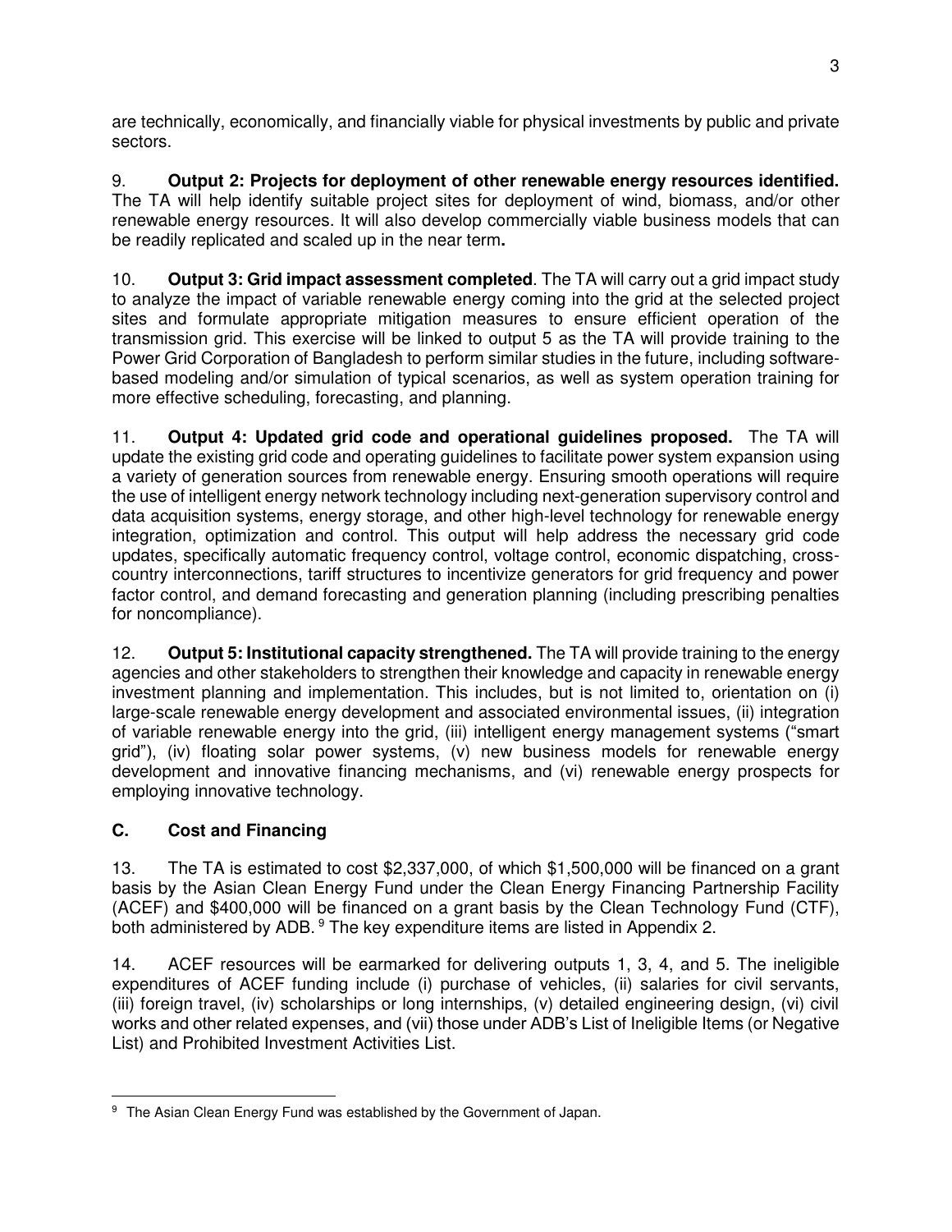are technically, economically, and financially viable for physical investments by public and private sectors.

9. **Output 2: Projects for deployment of other renewable energy resources identified.** The TA will help identify suitable project sites for deployment of wind, biomass, and/or other renewable energy resources. It will also develop commercially viable business models that can be readily replicated and scaled up in the near term**.**

10. **Output 3: Grid impact assessment completed**. The TA will carry out a grid impact study to analyze the impact of variable renewable energy coming into the grid at the selected project sites and formulate appropriate mitigation measures to ensure efficient operation of the transmission grid. This exercise will be linked to output 5 as the TA will provide training to the Power Grid Corporation of Bangladesh to perform similar studies in the future, including software-based modeling and/or simulation of typical scenarios, as well as system operation training for more effective scheduling, forecasting, and planning.

11. **Output 4: Updated grid code and operational guidelines proposed.** The TA will update the existing grid code and operating guidelines to facilitate power system expansion using a variety of generation sources from renewable energy. Ensuring smooth operations will require the use of intelligent energy network technology including next-generation supervisory control and data acquisition systems, energy storage, and other high-level technology for renewable energy integration, optimization and control. This output will help address the necessary grid code updates, specifically automatic frequency control, voltage control, economic dispatching, cross-country interconnections, tariff structures to incentivize generators for grid frequency and power factor control, and demand forecasting and generation planning (including prescribing penalties for noncompliance).

12. **Output 5: Institutional capacity strengthened.** The TA will provide training to the energy agencies and other stakeholders to strengthen their knowledge and capacity in renewable energy investment planning and implementation. This includes, but is not limited to, orientation on (i) large-scale renewable energy development and associated environmental issues, (ii) integration of variable renewable energy into the grid, (iii) intelligent energy management systems ("smart grid"), (iv) floating solar power systems, (v) new business models for renewable energy development and innovative financing mechanisms, and (vi) renewable energy prospects for employing innovative technology.

## C. Cost and Financing

13. The TA is estimated to cost $2,337,000, of which $1,500,000 will be financed on a grant basis by the Asian Clean Energy Fund under the Clean Energy Financing Partnership Facility (ACEF) and $400,000 will be financed on a grant basis by the Clean Technology Fund (CTF), both administered by ADB.[9] The key expenditure items are listed in Appendix 2.

14. ACEF resources will be earmarked for delivering outputs 1, 3, 4, and 5. The ineligible expenditures of ACEF funding include (i) purchase of vehicles, (ii) salaries for civil servants, (iii) foreign travel, (iv) scholarships or long internships, (v) detailed engineering design, (vi) civil works and other related expenses, and (vii) those under ADB's List of Ineligible Items (or Negative List) and Prohibited Investment Activities List.

[9] The Asian Clean Energy Fund was established by the Government of Japan.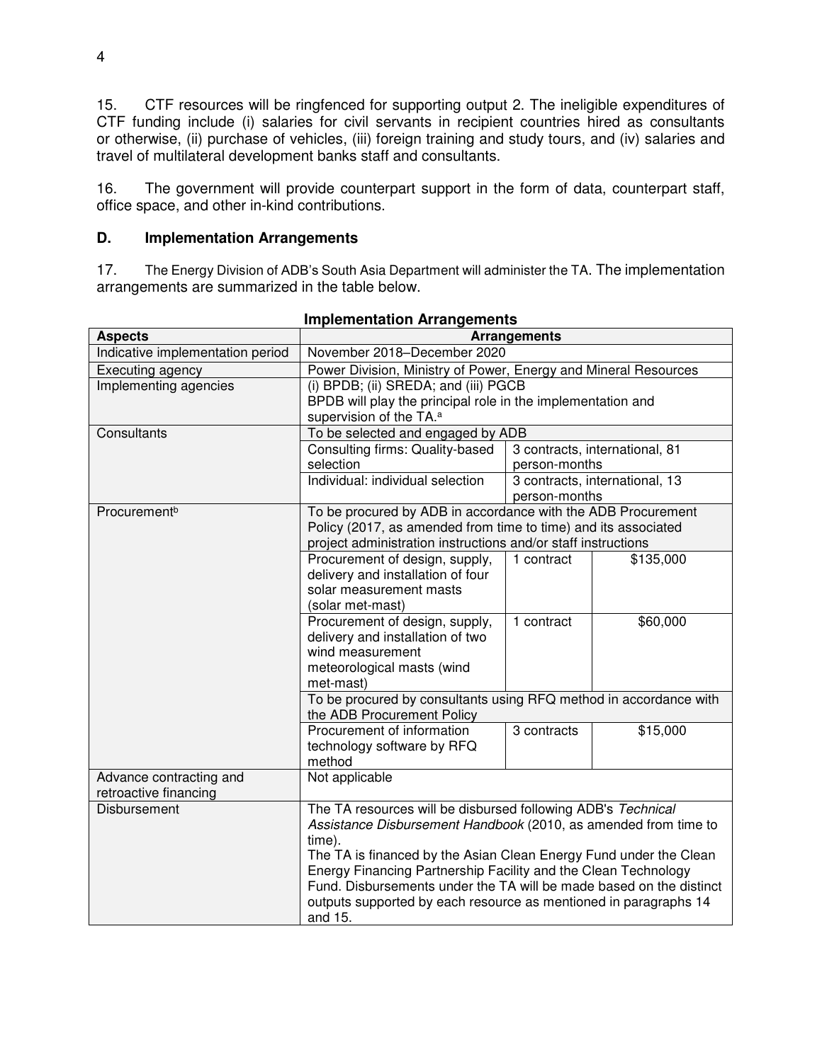15. CTF resources will be ringfenced for supporting output 2. The ineligible expenditures of CTF funding include (i) salaries for civil servants in recipient countries hired as consultants or otherwise, (ii) purchase of vehicles, (iii) foreign training and study tours, and (iv) salaries and travel of multilateral development banks staff and consultants.

16. The government will provide counterpart support in the form of data, counterpart staff, office space, and other in-kind contributions.

### D. Implementation Arrangements

17. The Energy Division of ADB's South Asia Department will administer the TA. The implementation arrangements are summarized in the table below.

**Implementation Arrangements**

| Aspects | Arrangements | | |
|---|---|---|---|
| Indicative implementation period | November 2018–December 2020 | | |
| Executing agency | Power Division, Ministry of Power, Energy and Mineral Resources | | |
| Implementing agencies | (i) BPDB; (ii) SREDA; and (iii) PGCB<br>BPDB will play the principal role in the implementation and supervision of the TA.[a] | | |
| Consultants | To be selected and engaged by ADB | | |
| | Consulting firms: Quality-based selection | 3 contracts, international, 81 person-months | |
| | Individual: individual selection | 3 contracts, international, 13 person-months | |
| Procurement[b] | To be procured by ADB in accordance with the ADB Procurement Policy (2017, as amended from time to time) and its associated project administration instructions and/or staff instructions | | |
| | Procurement of design, supply, delivery and installation of four solar measurement masts (solar met-mast) | 1 contract | $135,000 |
| | Procurement of design, supply, delivery and installation of two wind measurement meteorological masts (wind met-mast) | 1 contract | $60,000 |
| | To be procured by consultants using RFQ method in accordance with the ADB Procurement Policy | | |
| | Procurement of information technology software by RFQ method | 3 contracts | $15,000 |
| Advance contracting and retroactive financing | Not applicable | | |
| Disbursement | The TA resources will be disbursed following ADB's *Technical Assistance Disbursement Handbook* (2010, as amended from time to time).<br>The TA is financed by the Asian Clean Energy Fund under the Clean Energy Financing Partnership Facility and the Clean Technology Fund. Disbursements under the TA will be made based on the distinct outputs supported by each resource as mentioned in paragraphs 14 and 15. | | |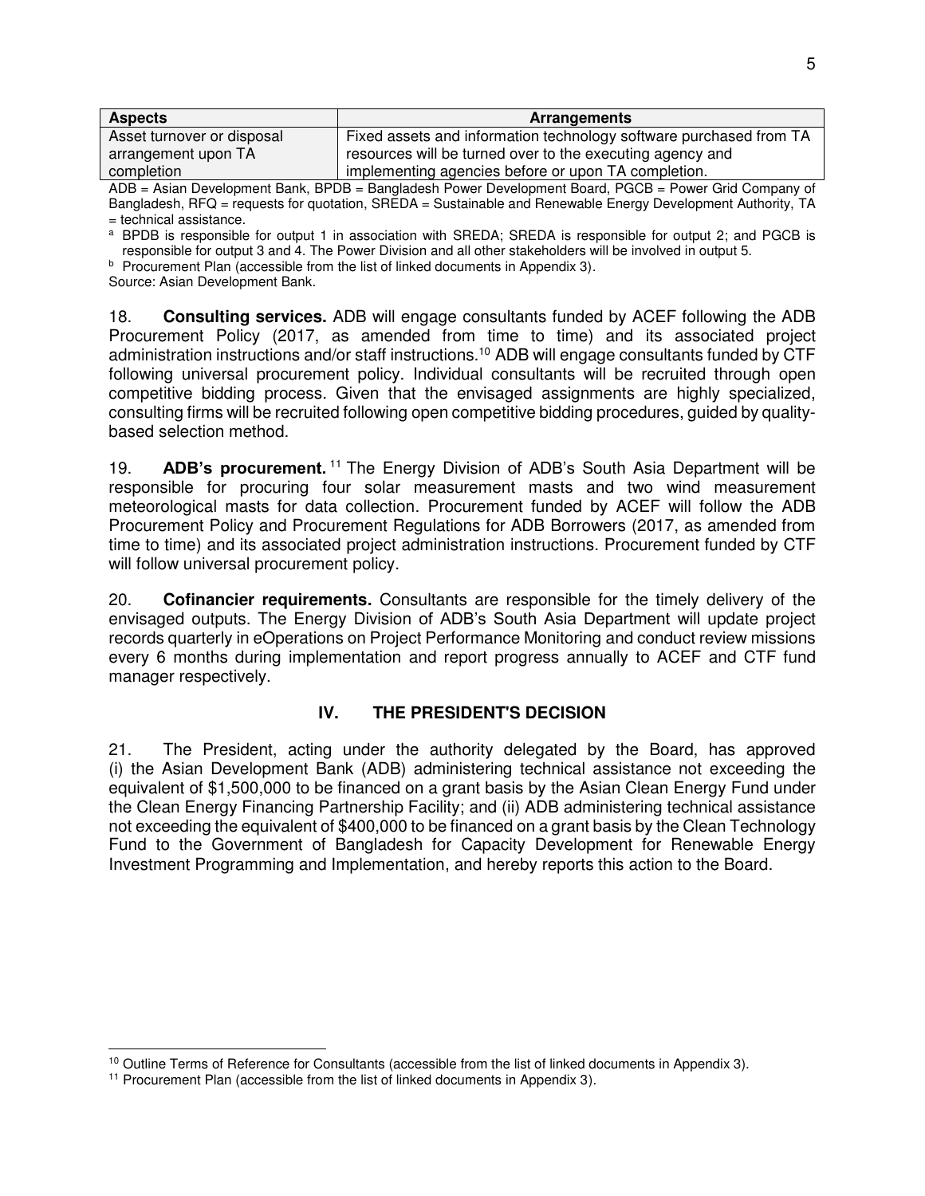| Aspects | Arrangements |
| --- | --- |
| Asset turnover or disposal arrangement upon TA completion | Fixed assets and information technology software purchased from TA resources will be turned over to the executing agency and implementing agencies before or upon TA completion. |

ADB = Asian Development Bank, BPDB = Bangladesh Power Development Board, PGCB = Power Grid Company of Bangladesh, RFQ = requests for quotation, SREDA = Sustainable and Renewable Energy Development Authority, TA = technical assistance.

[a] BPDB is responsible for output 1 in association with SREDA; SREDA is responsible for output 2; and PGCB is responsible for output 3 and 4. The Power Division and all other stakeholders will be involved in output 5.

[b] Procurement Plan (accessible from the list of linked documents in Appendix 3).

Source: Asian Development Bank.

18. **Consulting services.** ADB will engage consultants funded by ACEF following the ADB Procurement Policy (2017, as amended from time to time) and its associated project administration instructions and/or staff instructions.[10] ADB will engage consultants funded by CTF following universal procurement policy. Individual consultants will be recruited through open competitive bidding process. Given that the envisaged assignments are highly specialized, consulting firms will be recruited following open competitive bidding procedures, guided by quality-based selection method.

19. **ADB's procurement.**[11] The Energy Division of ADB's South Asia Department will be responsible for procuring four solar measurement masts and two wind measurement meteorological masts for data collection. Procurement funded by ACEF will follow the ADB Procurement Policy and Procurement Regulations for ADB Borrowers (2017, as amended from time to time) and its associated project administration instructions. Procurement funded by CTF will follow universal procurement policy.

20. **Cofinancier requirements.** Consultants are responsible for the timely delivery of the envisaged outputs. The Energy Division of ADB's South Asia Department will update project records quarterly in eOperations on Project Performance Monitoring and conduct review missions every 6 months during implementation and report progress annually to ACEF and CTF fund manager respectively.

## IV. THE PRESIDENT'S DECISION

21. The President, acting under the authority delegated by the Board, has approved (i) the Asian Development Bank (ADB) administering technical assistance not exceeding the equivalent of $1,500,000 to be financed on a grant basis by the Asian Clean Energy Fund under the Clean Energy Financing Partnership Facility; and (ii) ADB administering technical assistance not exceeding the equivalent of $400,000 to be financed on a grant basis by the Clean Technology Fund to the Government of Bangladesh for Capacity Development for Renewable Energy Investment Programming and Implementation, and hereby reports this action to the Board.

[10] Outline Terms of Reference for Consultants (accessible from the list of linked documents in Appendix 3).

[11] Procurement Plan (accessible from the list of linked documents in Appendix 3).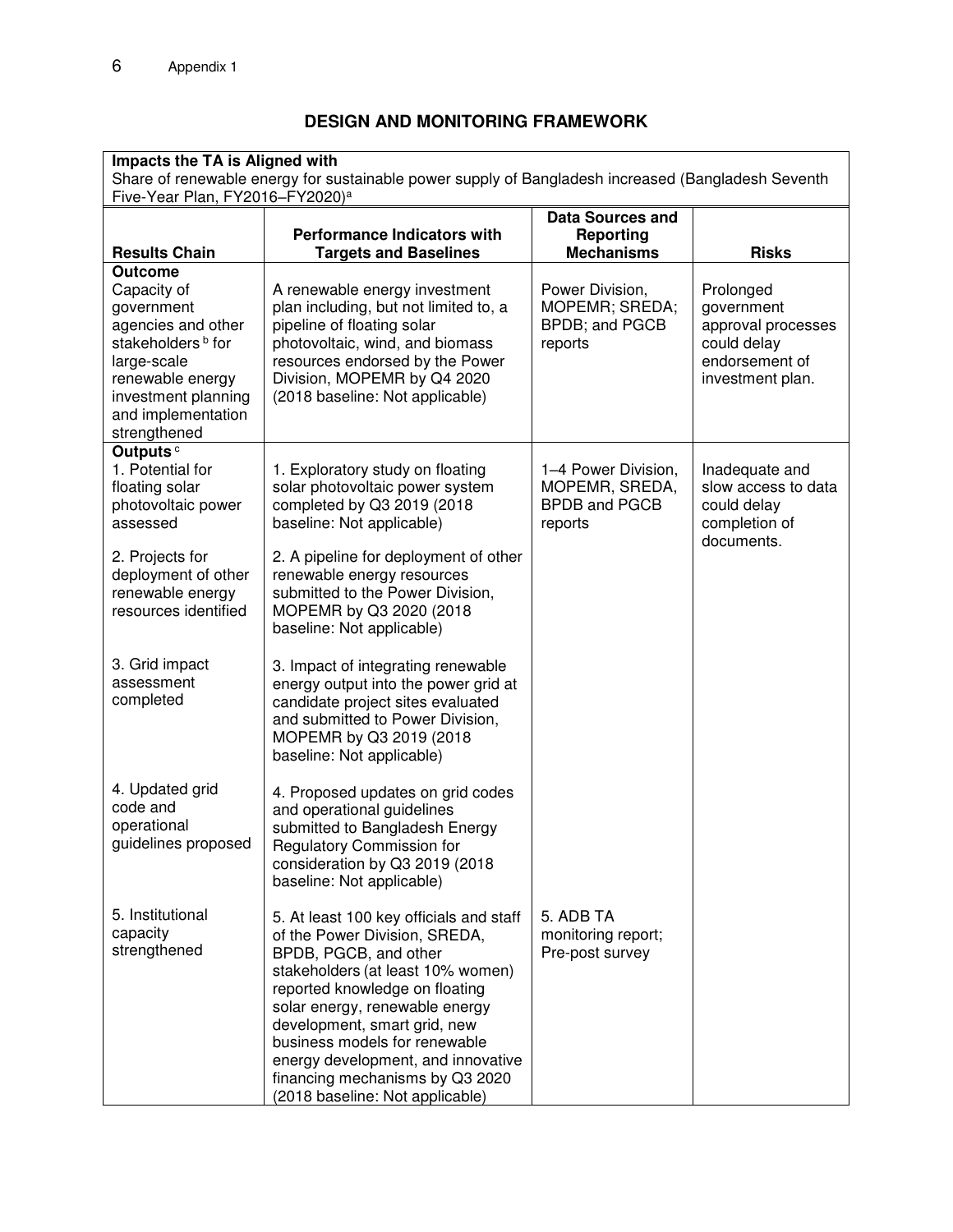## DESIGN AND MONITORING FRAMEWORK

**Impacts the TA is Aligned with**

Share of renewable energy for sustainable power supply of Bangladesh increased (Bangladesh Seventh Five-Year Plan, FY2016–FY2020)[a]

| Results Chain | Performance Indicators with Targets and Baselines | Data Sources and Reporting Mechanisms | Risks |
|---|---|---|---|
| **Outcome**<br>Capacity of government agencies and other stakeholders[b] for large-scale renewable energy investment planning and implementation strengthened | A renewable energy investment plan including, but not limited to, a pipeline of floating solar photovoltaic, wind, and biomass resources endorsed by the Power Division, MOPEMR by Q4 2020 (2018 baseline: Not applicable) | Power Division, MOPEMR; SREDA; BPDB; and PGCB reports | Prolonged government approval processes could delay endorsement of investment plan. |
| **Outputs**[c]<br>1. Potential for floating solar photovoltaic power assessed | 1. Exploratory study on floating solar photovoltaic power system completed by Q3 2019 (2018 baseline: Not applicable) | 1–4 Power Division, MOPEMR, SREDA, BPDB and PGCB reports | Inadequate and slow access to data could delay completion of documents. |
| 2. Projects for deployment of other renewable energy resources identified | 2. A pipeline for deployment of other renewable energy resources submitted to the Power Division, MOPEMR by Q3 2020 (2018 baseline: Not applicable) | | |
| 3. Grid impact assessment completed | 3. Impact of integrating renewable energy output into the power grid at candidate project sites evaluated and submitted to Power Division, MOPEMR by Q3 2019 (2018 baseline: Not applicable) | | |
| 4. Updated grid code and operational guidelines proposed | 4. Proposed updates on grid codes and operational guidelines submitted to Bangladesh Energy Regulatory Commission for consideration by Q3 2019 (2018 baseline: Not applicable) | | |
| 5. Institutional capacity strengthened | 5. At least 100 key officials and staff of the Power Division, SREDA, BPDB, PGCB, and other stakeholders (at least 10% women) reported knowledge on floating solar energy, renewable energy development, smart grid, new business models for renewable energy development, and innovative financing mechanisms by Q3 2020 (2018 baseline: Not applicable) | 5. ADB TA monitoring report; Pre-post survey | |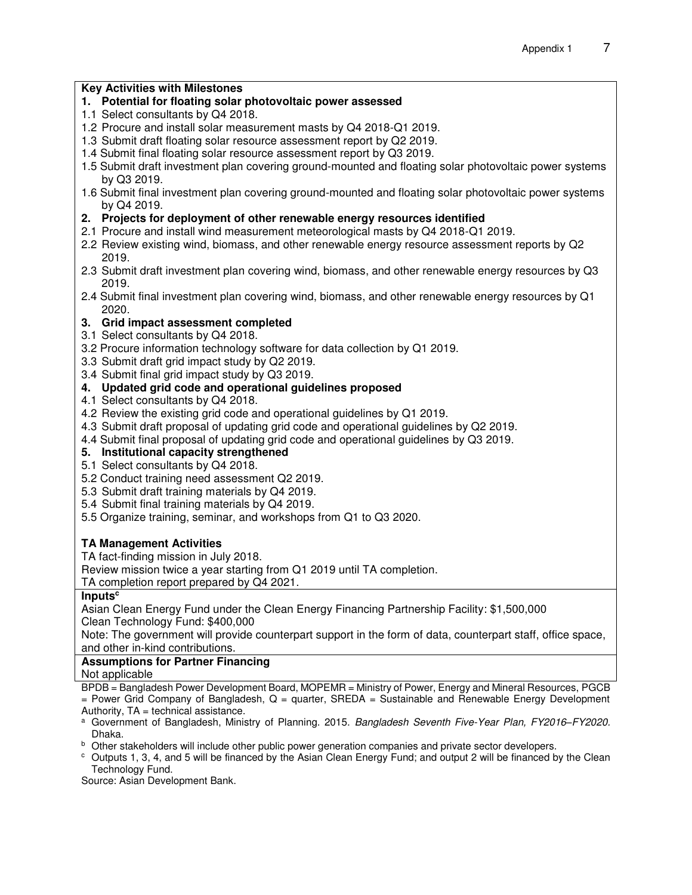**Key Activities with Milestones**

**1. Potential for floating solar photovoltaic power assessed**

1.1 Select consultants by Q4 2018.
1.2 Procure and install solar measurement masts by Q4 2018-Q1 2019.
1.3 Submit draft floating solar resource assessment report by Q2 2019.
1.4 Submit final floating solar resource assessment report by Q3 2019.
1.5 Submit draft investment plan covering ground-mounted and floating solar photovoltaic power systems by Q3 2019.
1.6 Submit final investment plan covering ground-mounted and floating solar photovoltaic power systems by Q4 2019.

**2. Projects for deployment of other renewable energy resources identified**

2.1 Procure and install wind measurement meteorological masts by Q4 2018-Q1 2019.
2.2 Review existing wind, biomass, and other renewable energy resource assessment reports by Q2 2019.
2.3 Submit draft investment plan covering wind, biomass, and other renewable energy resources by Q3 2019.
2.4 Submit final investment plan covering wind, biomass, and other renewable energy resources by Q1 2020.

**3. Grid impact assessment completed**

3.1 Select consultants by Q4 2018.
3.2 Procure information technology software for data collection by Q1 2019.
3.3 Submit draft grid impact study by Q2 2019.
3.4 Submit final grid impact study by Q3 2019.

**4. Updated grid code and operational guidelines proposed**

4.1 Select consultants by Q4 2018.
4.2 Review the existing grid code and operational guidelines by Q1 2019.
4.3 Submit draft proposal of updating grid code and operational guidelines by Q2 2019.
4.4 Submit final proposal of updating grid code and operational guidelines by Q3 2019.

**5. Institutional capacity strengthened**

5.1 Select consultants by Q4 2018.
5.2 Conduct training need assessment Q2 2019.
5.3 Submit draft training materials by Q4 2019.
5.4 Submit final training materials by Q4 2019.
5.5 Organize training, seminar, and workshops from Q1 to Q3 2020.

**TA Management Activities**

TA fact-finding mission in July 2018.
Review mission twice a year starting from Q1 2019 until TA completion.
TA completion report prepared by Q4 2021.

**Inputs[c]**

Asian Clean Energy Fund under the Clean Energy Financing Partnership Facility: $1,500,000
Clean Technology Fund: $400,000
Note: The government will provide counterpart support in the form of data, counterpart staff, office space, and other in-kind contributions.

**Assumptions for Partner Financing**

Not applicable

BPDB = Bangladesh Power Development Board, MOPEMR = Ministry of Power, Energy and Mineral Resources, PGCB = Power Grid Company of Bangladesh, Q = quarter, SREDA = Sustainable and Renewable Energy Development Authority, TA = technical assistance.

[a] Government of Bangladesh, Ministry of Planning. 2015. *Bangladesh Seventh Five-Year Plan, FY2016–FY2020.* Dhaka.

[b] Other stakeholders will include other public power generation companies and private sector developers.

[c] Outputs 1, 3, 4, and 5 will be financed by the Asian Clean Energy Fund; and output 2 will be financed by the Clean Technology Fund.

Source: Asian Development Bank.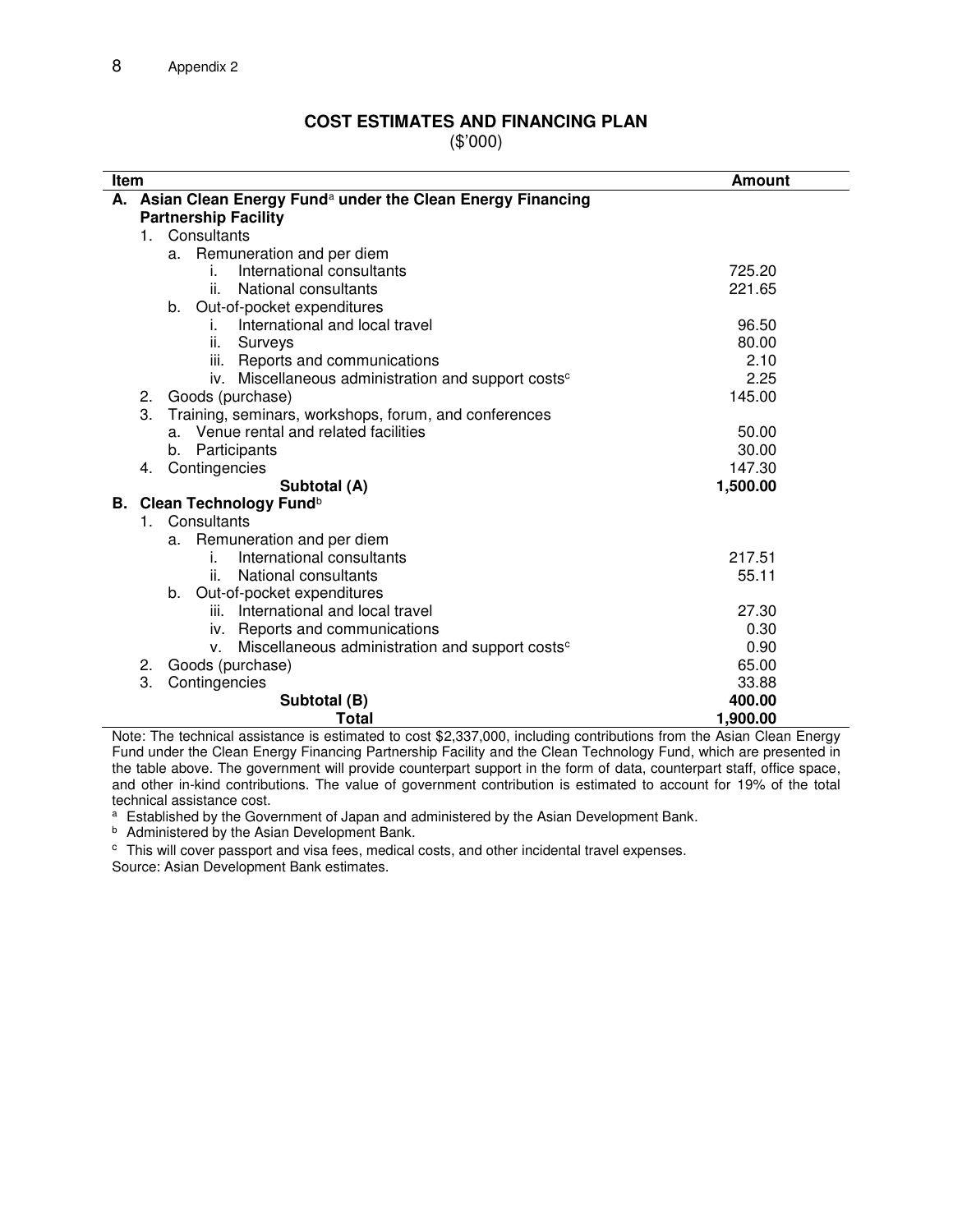Appendix 2

## COST ESTIMATES AND FINANCING PLAN

($'000)

| Item | Amount |
|---|---|
| **A. Asian Clean Energy Fund[a] under the Clean Energy Financing Partnership Facility** | |
| 1. Consultants | |
| a. Remuneration and per diem | |
| i. International consultants | 725.20 |
| ii. National consultants | 221.65 |
| b. Out-of-pocket expenditures | |
| i. International and local travel | 96.50 |
| ii. Surveys | 80.00 |
| iii. Reports and communications | 2.10 |
| iv. Miscellaneous administration and support costs[c] | 2.25 |
| 2. Goods (purchase) | 145.00 |
| 3. Training, seminars, workshops, forum, and conferences | |
| a. Venue rental and related facilities | 50.00 |
| b. Participants | 30.00 |
| 4. Contingencies | 147.30 |
| **Subtotal (A)** | **1,500.00** |
| **B. Clean Technology Fund[b]** | |
| 1. Consultants | |
| a. Remuneration and per diem | |
| i. International consultants | 217.51 |
| ii. National consultants | 55.11 |
| b. Out-of-pocket expenditures | |
| iii. International and local travel | 27.30 |
| iv. Reports and communications | 0.30 |
| v. Miscellaneous administration and support costs[c] | 0.90 |
| 2. Goods (purchase) | 65.00 |
| 3. Contingencies | 33.88 |
| **Subtotal (B)** | **400.00** |
| **Total** | **1,900.00** |

Note: The technical assistance is estimated to cost $2,337,000, including contributions from the Asian Clean Energy Fund under the Clean Energy Financing Partnership Facility and the Clean Technology Fund, which are presented in the table above. The government will provide counterpart support in the form of data, counterpart staff, office space, and other in-kind contributions. The value of government contribution is estimated to account for 19% of the total technical assistance cost.

[a] Established by the Government of Japan and administered by the Asian Development Bank.

[b] Administered by the Asian Development Bank.

[c] This will cover passport and visa fees, medical costs, and other incidental travel expenses.

Source: Asian Development Bank estimates.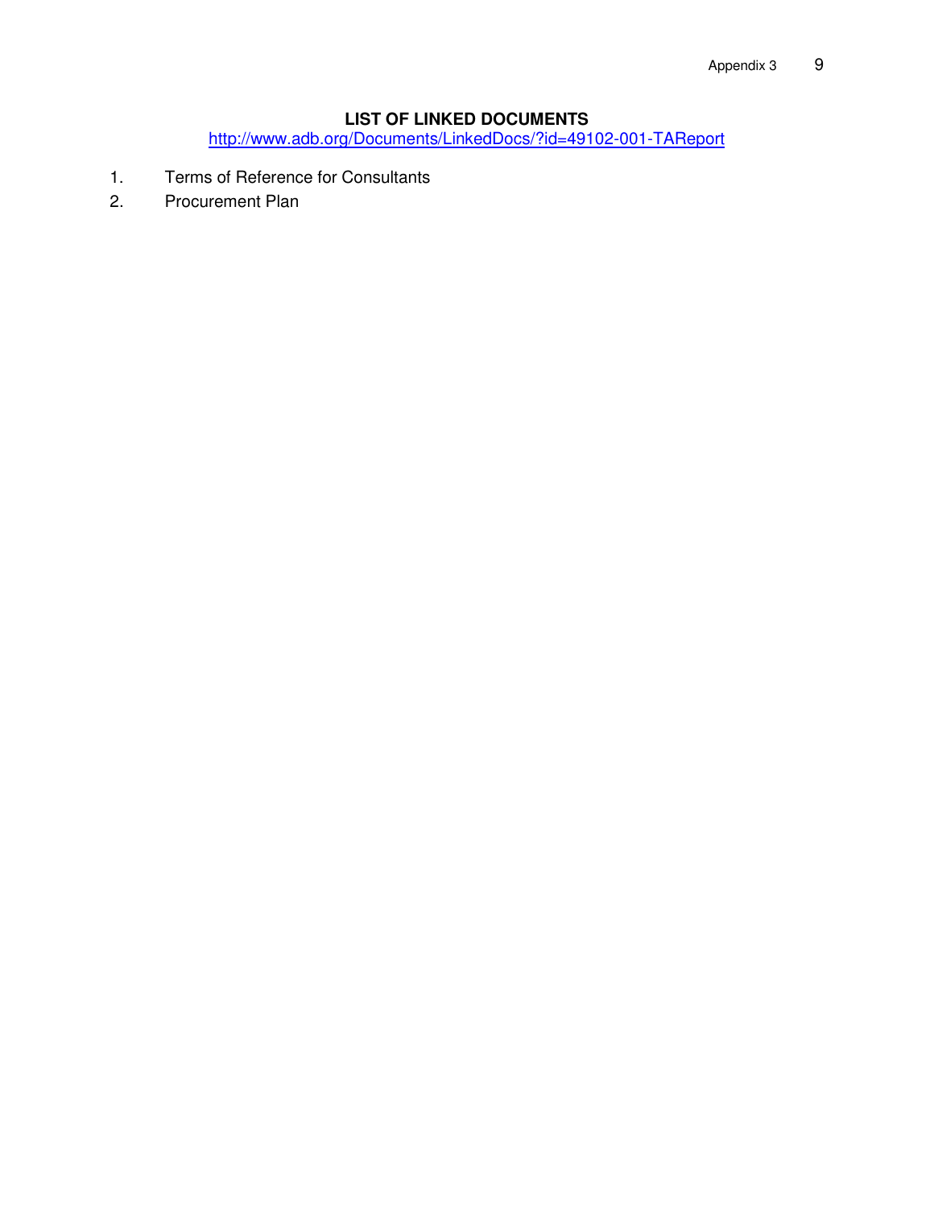**LIST OF LINKED DOCUMENTS**

http://www.adb.org/Documents/LinkedDocs/?id=49102-001-TAReport

1. Terms of Reference for Consultants
2. Procurement Plan